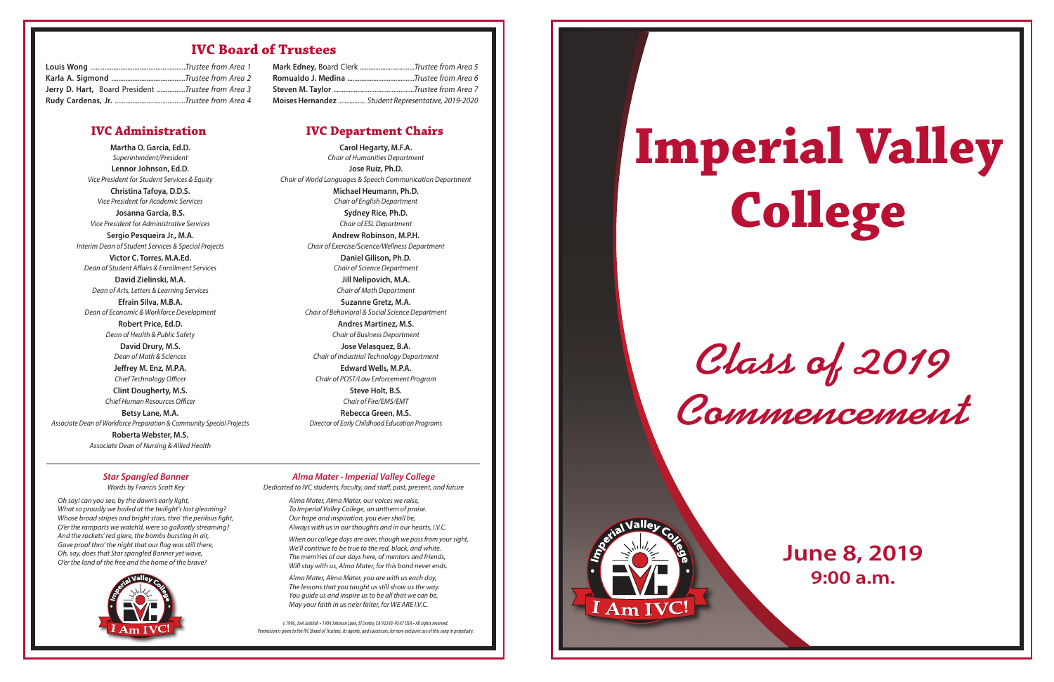## IVC Board of Trustees

| | |
|---|---|
| **Louis Wong** | *Trustee from Area 1* |
| **Karla A. Sigmond** | *Trustee from Area 2* |
| **Jerry D. Hart,** Board President | *Trustee from Area 3* |
| **Rudy Cardenas, Jr.** | *Trustee from Area 4* |
| **Mark Edney,** Board Clerk | *Trustee from Area 5* |
| **Romualdo J. Medina** | *Trustee from Area 6* |
| **Steven M. Taylor** | *Trustee from Area 7* |
| **Moises Hernandez** | *Student Representative, 2019-2020* |

## IVC Administration

**Martha O. Garcia, Ed.D.**
*Superintendent/President*

**Lennor Johnson, Ed.D.**
*Vice President for Student Services & Equity*

**Christina Tafoya, D.D.S.**
*Vice President for Academic Services*

**Josanna Garcia, B.S.**
*Vice President for Administrative Services*

**Sergio Pesqueira Jr., M.A.**
*Interim Dean of Student Services & Special Projects*

**Victor C. Torres, M.A.Ed.**
*Dean of Student Affairs & Enrollment Services*

**David Zielinski, M.A.**
*Dean of Arts, Letters & Learning Services*

**Efrain Silva, M.B.A.**
*Dean of Economic & Workforce Development*

**Robert Price, Ed.D.**
*Dean of Health & Public Safety*

**David Drury, M.S.**
*Dean of Math & Sciences*

**Jeffrey M. Enz, M.P.A.**
*Chief Technology Officer*

**Clint Dougherty, M.S.**
*Chief Human Resources Officer*

**Betsy Lane, M.A.**
*Associate Dean of Workforce Preparation & Community Special Projects*

**Roberta Webster, M.S.**
*Associate Dean of Nursing & Allied Health*

## IVC Department Chairs

**Carol Hegarty, M.F.A.**
*Chair of Humanities Department*

**Jose Ruiz, Ph.D.**
*Chair of World Languages & Speech Communication Department*

**Michael Heumann, Ph.D.**
*Chair of English Department*

**Sydney Rice, Ph.D.**
*Chair of ESL Department*

**Andrew Robinson, M.P.H.**
*Chair of Exercise/Science/Wellness Department*

**Daniel Gilison, Ph.D.**
*Chair of Science Department*

**Jill Nelipovich, M.A.**
*Chair of Math Department*

**Suzanne Gretz, M.A.**
*Chair of Behavioral & Social Science Department*

**Andres Martinez, M.S.**
*Chair of Business Department*

**Jose Velasquez, B.A.**
*Chair of Industrial Technology Department*

**Edward Wells, M.P.A.**
*Chair of POST/Law Enforcement Program*

**Steve Holt, B.S.**
*Chair of Fire/EMS/EMT*

**Rebecca Green, M.S.**
*Director of Early Childhood Education Programs*

### *Star Spangled Banner*

*Words by Francis Scott Key*

*Oh say! can you see, by the dawn's early light,*
*What so proudly we hailed at the twilight's last gleaming?*
*Whose broad stripes and bright stars, thro' the perilous fight,*
*O'er the ramparts we watch'd, were so gallantly streaming?*
*And the rockets' red glare, the bombs bursting in air,*
*Gave proof thro' the night that our flag was still there,*
*Oh, say, does that Star spangled Banner yet wave,*
*O'er the land of the free and the home of the brave?*

Imperial Valley College
I Am IVC!

### *Alma Mater - Imperial Valley College*

*Dedicated to IVC students, faculty, and staff, past, present, and future*

*Alma Mater, Alma Mater, our voices we raise,*
*To Imperial Valley College, an anthem of praise.*
*Our hope and inspiration, you ever shall be,*
*Always with us in our thoughts and in our hearts, I.V.C.*

*When our college days are over, though we pass from your sight,*
*We'll continue to be true to the red, black, and white.*
*The mem'ries of our days here, of mentors and friends,*
*Will stay with us, Alma Mater, for this bond never ends.*

*Alma Mater, Alma Mater, you are with us each day,*
*The lessons that you taught us still show us the way.*
*You guide us and inspire us to be all that we can be,*
*May your faith in us ne'er falter, for WE ARE I.V.C.*

*c 1996, Joel Jacklich • 1904 Johnson Lane, El Centro, CA 92243-9547 USA • All rights reserved.*
*Permission is given to the IVC Board of Trustees, its agents, and successors, for non-exclusive use of this song in perpetuity.*

# Imperial Valley College

## *Class of 2019 Commencement*

Imperial Valley College
I Am IVC!

**June 8, 2019**
**9:00 a.m.**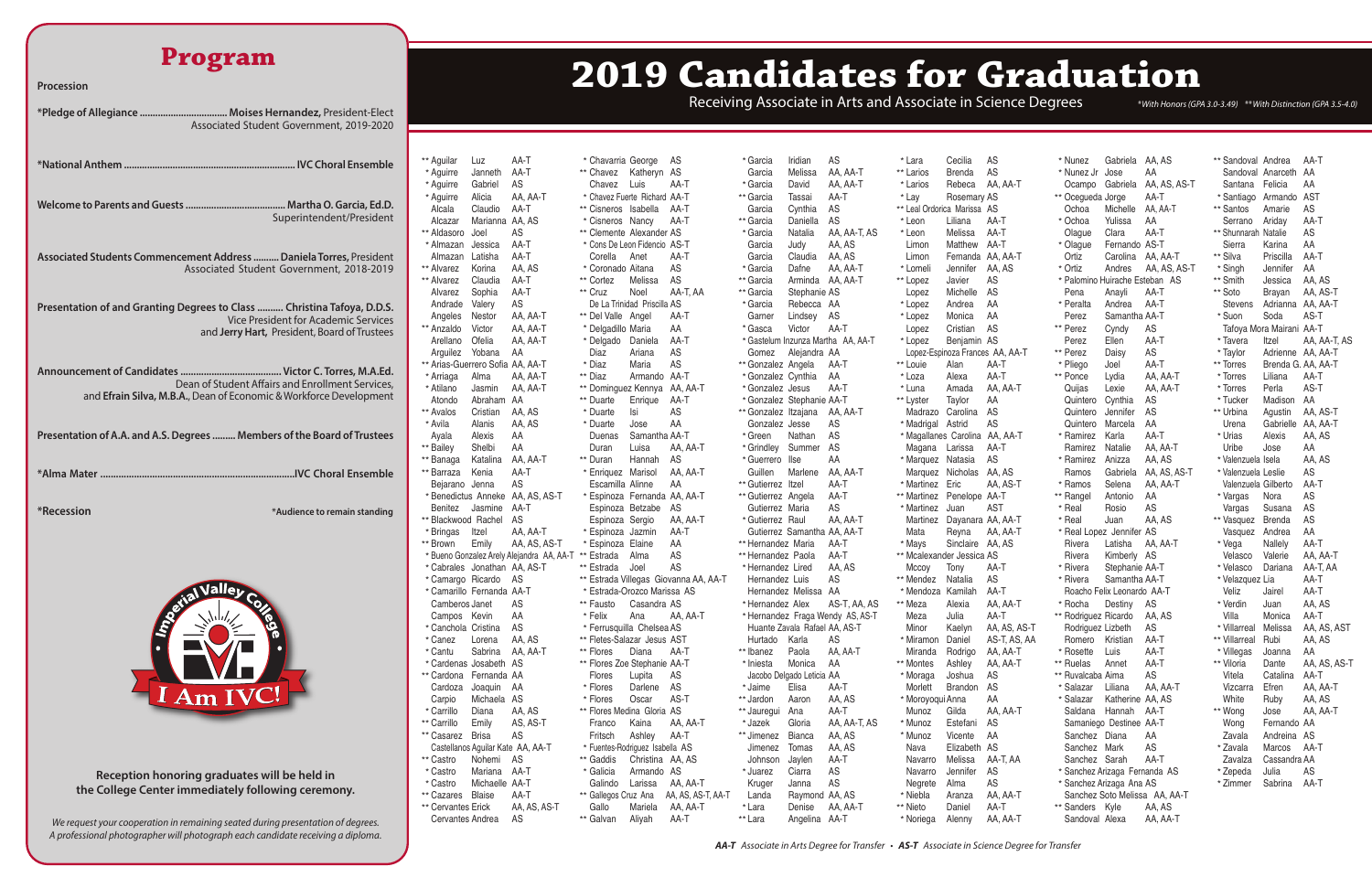# Program

**Procession**

*Pledge of Allegiance .................................. **Moises Hernandez,** President-Elect
Associated Student Government, 2019-2020

*National Anthem .................................................................. IVC Choral Ensemble

Welcome to Parents and Guests ...................................... **Martha O. Garcia, Ed.D.**
Superintendent/President

Associated Students Commencement Address .......... **Daniela Torres,** President
Associated Student Government, 2018-2019

Presentation of and Granting Degrees to Class .......... **Christina Tafoya, D.D.S.**
Vice President for Academic Services
and **Jerry Hart,** President, Board of Trustees

Announcement of Candidates ...................................... **Victor C. Torres, M.A.Ed.**
Dean of Student Affairs and Enrollment Services,
and **Efrain Silva, M.B.A.,** Dean of Economic & Workforce Development

Presentation of A.A. and A.S. Degrees ......... Members of the Board of Trustees

*Alma Mater ...........................................................................IVC Choral Ensemble

*Recession *Audience to remain standing

Imperial Valley College — I Am IVC!

**Reception honoring graduates will be held in the College Center immediately following ceremony.**

*We request your cooperation in remaining seated during presentation of degrees. A professional photographer will photograph each candidate receiving a diploma.*

# 2019 Candidates for Graduation

Receiving Associate in Arts and Associate in Science Degrees

*With Honors (GPA 3.0-3.49) **With Distinction (GPA 3.5-4.0)

** Aguilar Luz AA-T
* Aguirre Janneth AA-T
* Aguirre Gabriel AS
* Aguirre Alicia AA, AA-T
Alcala Claudio AA-T
Alcazar Marianna AA, AS
** Aldasoro Joel AS
* Almazan Jessica AA-T
Almazan Latisha AA-T
** Alvarez Korina AA, AS
** Alvarez Claudia AA-T
Alvarez Sophia AA-T
Andrade Valery AS
Angeles Nestor AA, AA-T
** Anzaldo Victor AA, AA-T
Arellano Ofelia AA, AA-T
Arguilez Yobana AA
** Arias-Guerrero Sofia AA, AA-T
* Arriaga Alma AA, AA-T
* Atilano Jasmin AA, AA-T
Atondo Abraham AA
** Avalos Cristian AA, AS
* Avila Alanis AA, AS
Ayala Alexis AA
** Bailey Shelbi AA
** Banaga Katalina AA, AA-T
** Barraza Kenia AA-T
Bejarano Jenna AS
* Benedictus Anneke AA, AS, AS-T
Benitez Jasmine AA-T
** Blackwood Rachel AS
* Bringas Itzel AA, AA-T
** Brown Emily AA, AS, AS-T
* Bueno Gonzalez Arely Alejandra AA, AA-T
* Cabrales Jonathan AA, AS-T
* Camargo Ricardo AS
* Camarillo Fernanda AA-T
Camberos Janet AS
Campos Kevin AA
* Canchola Cristina AS
* Canez Lorena AA, AS
* Cantu Sabrina AA, AA-T
* Cardenas Josabeth AS
** Cardona Fernanda AA
Cardoza Joaquin AA
Carpio Michaela AS
* Carrillo Diana AA, AS
** Carrillo Emily AS, AS-T
** Casarez Brisa AS
Castellanos Aguilar Kate AA, AA-T
** Castro Nohemi AS
* Castro Mariana AA-T
* Castro Michaelle AA-T
** Cazares Blaise AA-T
** Cervantes Erick AA, AS, AS-T
Cervantes Andrea AS

* Chavarria George AS
** Chavez Katheryn AS
Chavez Luis AA-T
* Chavez Fuerte Richard AA-T
** Cisneros Isabella AA-T
* Cisneros Nancy AA-T
** Clemente Alexander AS
* Cons De Leon Fidencio AS-T
Corella Anet AA-T
* Coronado Aitana AS
* Cortez Melissa AS
** Cruz Noel AA-T, AA
De La Trinidad Priscilla AS
** Del Valle Angel AA-T
* Delgadillo Maria AA
* Delgado Daniela AA-T
Diaz Ariana AS
* Diaz Maria AS
** Diaz Armando AA-T
** Dominguez Kennya AA, AA-T
** Duarte Enrique AA-T
* Duarte Isi AS
* Duarte Jose AA
Duenas Samantha AA-T
Duran Luisa AA, AA-T
** Duran Hannah AS
* Enriquez Marisol AA, AA-T
Escamilla Alinne AA
* Espinoza Fernanda AA, AA-T
Espinoza Betzabe AS
Espinoza Sergio AA, AA-T
* Espinoza Jazmin AA-T
* Espinoza Elaine AA
** Estrada Alma AS
** Estrada Joel AS
** Estrada Villegas Giovanna AA, AA-T
* Estrada-Orozco Marissa AS
** Fausto Casandra AS
* Felix Ana AA, AA-T
* Ferrusquilla Chelsea AS
** Fletes-Salazar Jesus AST
** Flores Diana AA-T
** Flores Zoe Stephanie AA-T
Flores Lupita AS
* Flores Darlene AS
* Flores Oscar AS-T
** Flores Medina Gloria AS
Franco Kaina AA, AA-T
Fritsch Ashley AA-T
* Fuentes-Rodriguez Isabella AS
** Gaddis Christina AA, AS
* Galicia Armando AS
Galindo Larissa AA, AA-T
** Gallegos Cruz Ana AA, AS, AS-T, AA-T
Gallo Mariela AA, AA-T
** Galvan Aliyah AA-T

* Garcia Iridian AS
Garcia Melissa AA, AA-T
* Garcia David AA, AA-T
** Garcia Tassai AA-T
Garcia Cynthia AS
** Garcia Daniella AS
* Garcia Natalia AA, AA-T, AS
Garcia Judy AA, AS
Garcia Claudia AA, AS
* Garcia Dafne AA, AA-T
** Garcia Arminda AA, AA-T
** Garcia Stephanie AS
* Garcia Rebecca AA
Garner Lindsey AS
* Gasca Victor AA-T
* Gastelum Inzunza Martha AA, AA-T
Gomez Alejandra AA
** Gonzalez Angela AA-T
* Gonzalez Cynthia AA
* Gonzalez Jesus AA-T
* Gonzalez Stephanie AA-T
** Gonzalez Itzajana AA, AA-T
Gonzalez Jesse AS
* Green Nathan AS
* Grindley Summer AS
* Guerrero Ilse AA
Guillen Marlene AA, AA-T
** Gutierrez Itzel AA-T
** Gutierrez Angela AA-T
Gutierrez Maria AS
* Gutierrez Raul AA, AA-T
Gutierrez Samantha AA, AA-T
** Hernandez Maria AA-T
** Hernandez Paola AA-T
* Hernandez Lired AA, AS
Hernandez Luis AS
Hernandez Melissa AA
* Hernandez Alex AS-T, AA, AS
* Hernandez Fraga Wendy AS, AS-T
Huante Zavala Rafael AA, AS-T
Hurtado Karla AS
** Ibanez Paola AA, AA-T
* Iniesta Monica AA
Jacobo Delgado Leticia AA
* Jaime Elisa AA-T
** Jardon Aaron AA, AS
** Jauregui Ana AA-T
* Jazek Gloria AA, AA-T, AS
** Jimenez Bianca AA, AS
Jimenez Tomas AA, AS
Johnson Jaylen AA-T
* Juarez Ciarra AS
Kruger Janna AS
Landa Raymond AA, AS
* Lara Denise AA, AA-T
** Lara Angelina AA-T

* Lara Cecilia AS
** Larios Brenda AS
* Larios Rebeca AA, AA-T
* Lay Rosemary AS
** Leal Ordorica Marissa AS
* Leon Liliana AA-T
* Leon Melissa AA-T
Limon Matthew AA-T
Limon Fernanda AA, AA-T
* Lomeli Jennifer AA, AS
** Lopez Javier AS
Lopez Michelle AS
* Lopez Andrea AA
* Lopez Monica AA
Lopez Cristian AS
* Lopez Benjamin AS
Lopez-Espinoza Frances AA, AA-T
** Louie Alan AA-T
* Loza Alexa AA-T
* Luna Amada AA, AA-T
** Lyster Taylor AA
Madrazo Carolina AS
* Madrigal Astrid AS
* Magallanes Carolina AA, AA-T
Magana Larissa AA-T
* Marquez Natasia AS
Marquez Nicholas AA, AS
* Martinez Eric AA, AS-T
** Martinez Penelope AA-T
* Martinez Juan AST
Martinez Dayanara AA, AA-T
Mata Reyna AA, AA-T
* Mays Sinclaire AA, AS
** Mcalexander Jessica AS
Mccoy Tony AA-T
** Mendez Natalia AS
* Mendoza Kamilah AA-T
** Meza Alexia AA, AA-T
Meza Julia AA-T
Minor Kaelyn AA, AS, AS-T
* Miramon Daniel AS-T, AS, AA
Miranda Rodrigo AA, AA-T
** Montes Ashley AA, AA-T
* Moraga Joshua AS
Morlett Brandon AA, AS
* Moroyoqui Anna AA
Munoz Gilda AA, AA-T
* Munoz Estefani AS
* Munoz Vicente AA
Nava Elizabeth AS
Navarro Melissa AA-T, AA
Navarro Jennifer AS
Negrete Alma AS
* Niebla Aranza AA, AA-T
** Nieto Daniel AA-T
* Noriega Alenny AA, AA-T

* Nunez Gabriela AA, AS
* Nunez Jr Jose AA
Ocampo Gabriela AA, AS, AS-T
** Ocegueda Jorge AA-T
Ochoa Michelle AA, AA-T
* Ochoa Yulissa AA
Olague Clara AA-T
* Olague Fernando AS-T
Ortiz Carolina AA, AA-T
* Ortiz Andres AA, AS, AS-T
* Palomino Huirache Esteban AS
Pena Anayli AA-T
* Peralta Andrea AA-T
Perez Samantha AA-T
** Perez Cyndy AS
Perez Ellen AA-T
** Perez Daisy AS
* Pliego Joel AA-T
** Ponce Lydia AA, AA-T
Quijas Lexie AA, AA-T
Quintero Cynthia AS
Quintero Jennifer AS
Quintero Marcela AA
* Ramirez Karla AA-T
Ramirez Natalie AA, AA-T
* Ramirez Anizza AA, AS
Ramos Gabriela AA, AS, AS-T
* Ramos Selena AA, AA-T
** Rangel Antonio AA
* Real Rosio AS
* Real Juan AA, AS
* Real Lopez Jennifer AS
Rivera Latisha AA, AA-T
Rivera Kimberly AS
* Rivera Stephanie AA-T
* Rivera Samantha AA-T
Roacho Felix Leonardo AA-T
* Rocha Destiny AS
** Rodriguez Ricardo AA, AS
Rodriguez Lizbeth AS
Romero Kristian AA-T
* Rosette Luis AA-T
** Ruelas Annet AA-T
** Ruvalcaba Alma AS
* Salazar Liliana AA, AA-T
* Salazar Katherine AA, AS
Saldana Hannah AA-T
Samaniego Destinee AA-T
Sanchez Diana AA
Sanchez Mark AS
Sanchez Sarah AA-T
* Sanchez Arizaga Fernanda AS
* Sanchez Arizaga Ana AS
Sanchez Soto Melissa AA, AA-T
** Sanders Kyle AA, AS
Sandoval Alexa AA, AA-T

** Sandoval Andrea AA-T
Sandoval Anarceth AA
Santana Felicia AA
* Santiago Armando AST
** Santos Amarie AS
Serrano Ariday AA-T
** Shunnarah Natalie AS
Sierra Karina AA
** Silva Priscilla AA-T
* Singh Jennifer AA
** Smith Jessica AA, AS
** Soto Brayan AA, AS-T
Stevens Adrianna AA, AA-T
* Suon Soda AS-T
Tafoya Mora Mairani AA-T
* Tavera Itzel AA, AA-T, AS
* Taylor Adrienne AA, AA-T
** Torres Brenda G. AA, AA-T
* Torres Liliana AA-T
* Torres Perla AS-T
* Tucker Madison AA
** Urbina Agustin AA, AS-T
Urena Gabrielle AA, AA-T
* Urias Alexis AA, AS
Uribe Jose AA
* Valenzuela Isela AA, AS
* Valenzuela Leslie AS
Valenzuela Gilberto AA-T
* Vargas Nora AS
Vargas Susana AS
** Vasquez Brenda AS
Vasquez Andrea AA
* Vega Nallely AA-T
Velasco Valerie AA, AA-T
* Velasco Dariana AA-T, AA
* Velazquez Lia AA-T
Veliz Jairel AA-T
* Verdin Juan AA, AS
Villa Monica AA-T
* Villarreal Melissa AA, AS, AST
** Villarreal Rubi AA, AS
* Villegas Joanna AA
** Viloria Dante AA, AS, AS-T
Vitela Catalina AA-T
Vizcarra Efren AA, AA-T
White Ruby AA, AS
** Wong Jose AA, AA-T
Wong Fernando AA
Zavala Andreina AS
* Zavala Marcos AA-T
Zavalza Cassandra AA
* Zepeda Julia AS
* Zimmer Sabrina AA-T

***AA-T** Associate in Arts Degree for Transfer • **AS-T** Associate in Science Degree for Transfer*